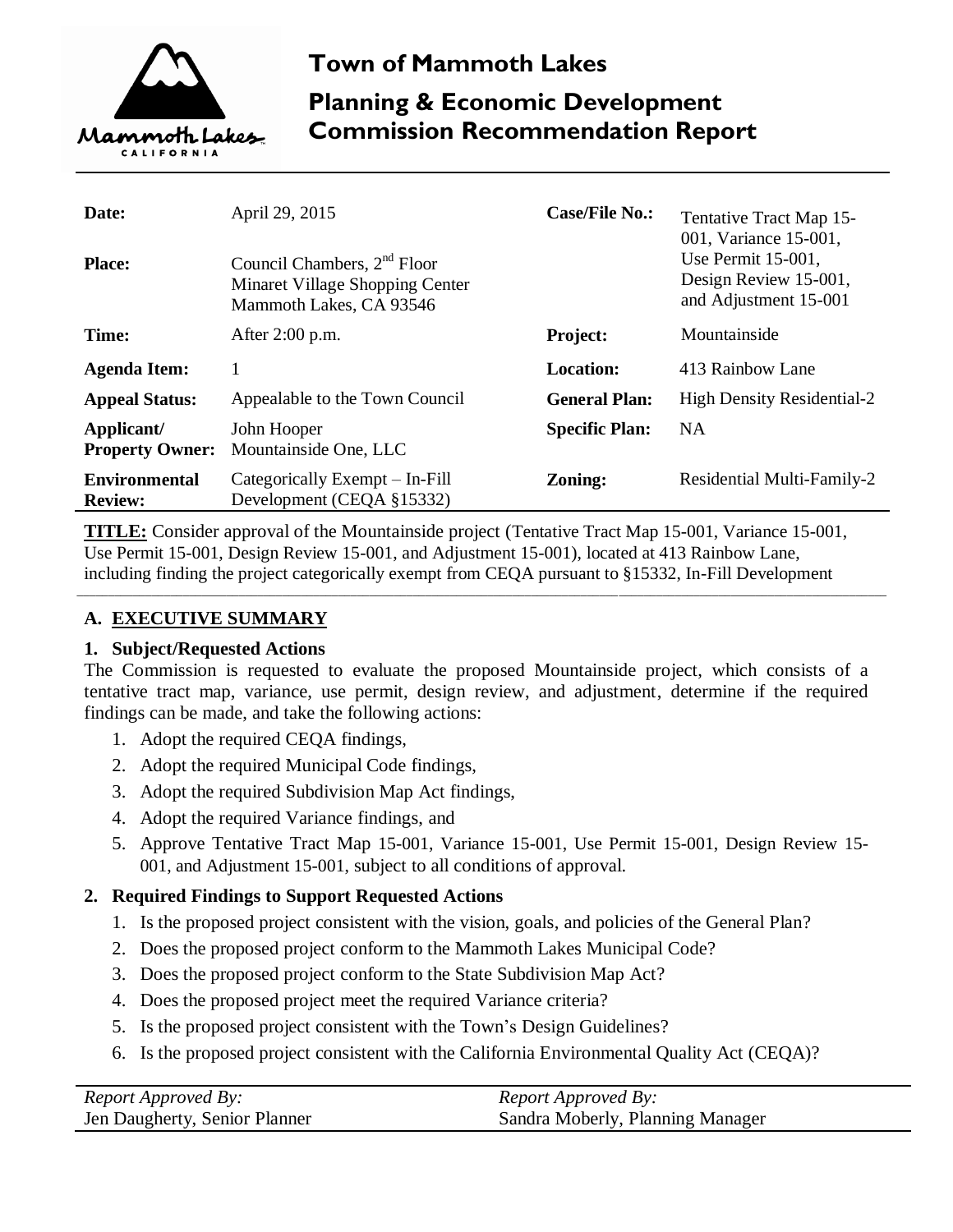# Town of Mammoth Lakes

## Planning & Economic Development Commission Recommendation Report

| | | | |
|---|---|---|---|
| **Date:** | April 29, 2015 | **Case/File No.:** | Tentative Tract Map 15-001, Variance 15-001, Use Permit 15-001, Design Review 15-001, and Adjustment 15-001 |
| **Place:** | Council Chambers, 2nd Floor Minaret Village Shopping Center Mammoth Lakes, CA 93546 | | |
| **Time:** | After 2:00 p.m. | **Project:** | Mountainside |
| **Agenda Item:** | 1 | **Location:** | 413 Rainbow Lane |
| **Appeal Status:** | Appealable to the Town Council | **General Plan:** | High Density Residential-2 |
| **Applicant/ Property Owner:** | John Hooper Mountainside One, LLC | **Specific Plan:** | NA |
| **Environmental Review:** | Categorically Exempt – In-Fill Development (CEQA §15332) | **Zoning:** | Residential Multi-Family-2 |

**TITLE:** Consider approval of the Mountainside project (Tentative Tract Map 15-001, Variance 15-001, Use Permit 15-001, Design Review 15-001, and Adjustment 15-001), located at 413 Rainbow Lane, including finding the project categorically exempt from CEQA pursuant to §15332, In-Fill Development

## A. EXECUTIVE SUMMARY

### 1. Subject/Requested Actions

The Commission is requested to evaluate the proposed Mountainside project, which consists of a tentative tract map, variance, use permit, design review, and adjustment, determine if the required findings can be made, and take the following actions:

1. Adopt the required CEQA findings,
2. Adopt the required Municipal Code findings,
3. Adopt the required Subdivision Map Act findings,
4. Adopt the required Variance findings, and
5. Approve Tentative Tract Map 15-001, Variance 15-001, Use Permit 15-001, Design Review 15-001, and Adjustment 15-001, subject to all conditions of approval.

### 2. Required Findings to Support Requested Actions

1. Is the proposed project consistent with the vision, goals, and policies of the General Plan?
2. Does the proposed project conform to the Mammoth Lakes Municipal Code?
3. Does the proposed project conform to the State Subdivision Map Act?
4. Does the proposed project meet the required Variance criteria?
5. Is the proposed project consistent with the Town's Design Guidelines?
6. Is the proposed project consistent with the California Environmental Quality Act (CEQA)?

| *Report Approved By:* | *Report Approved By:* |
|---|---|
| Jen Daugherty, Senior Planner | Sandra Moberly, Planning Manager |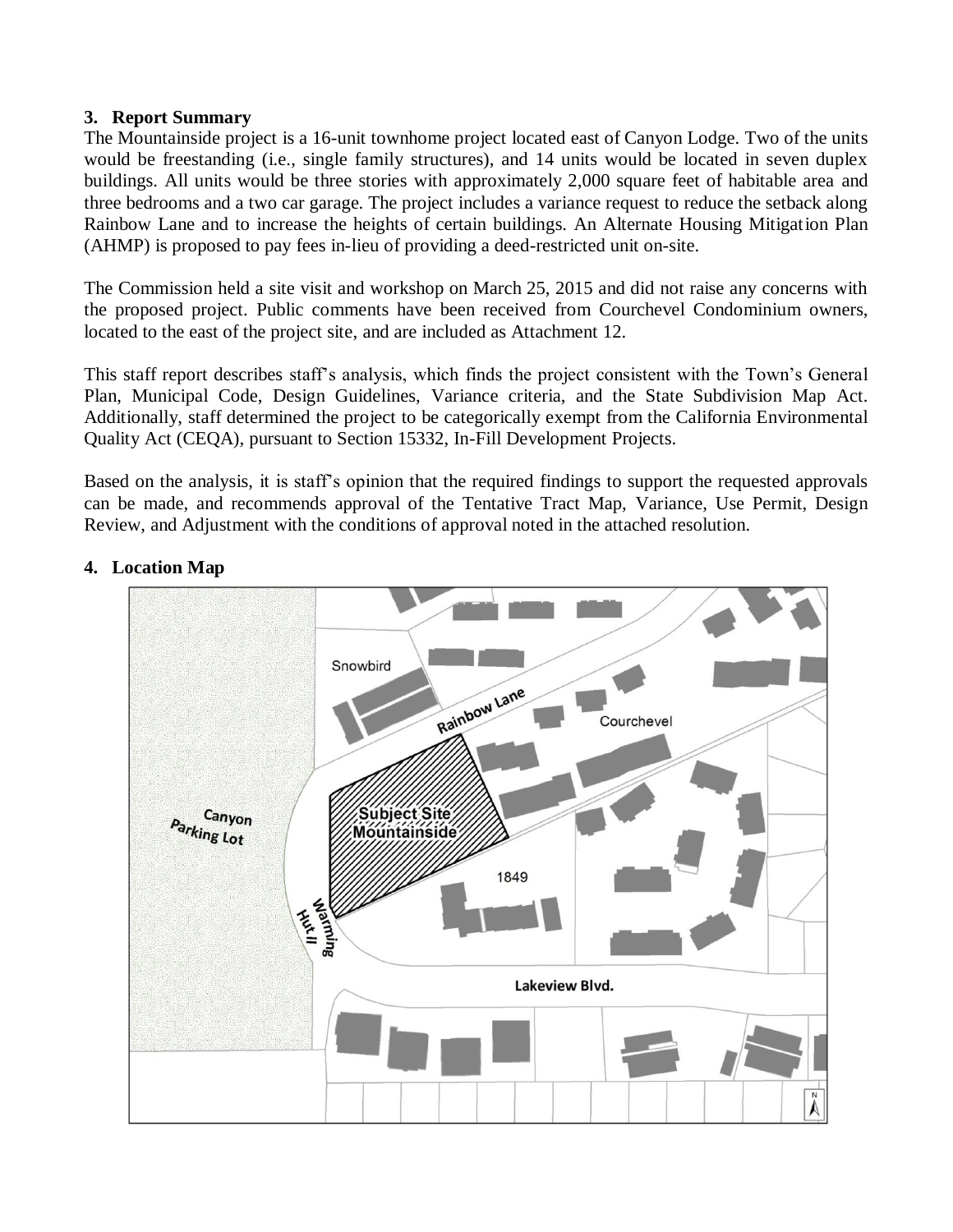### 3. Report Summary

The Mountainside project is a 16-unit townhome project located east of Canyon Lodge. Two of the units would be freestanding (i.e., single family structures), and 14 units would be located in seven duplex buildings. All units would be three stories with approximately 2,000 square feet of habitable area and three bedrooms and a two car garage. The project includes a variance request to reduce the setback along Rainbow Lane and to increase the heights of certain buildings. An Alternate Housing Mitigation Plan (AHMP) is proposed to pay fees in-lieu of providing a deed-restricted unit on-site.

The Commission held a site visit and workshop on March 25, 2015 and did not raise any concerns with the proposed project. Public comments have been received from Courchevel Condominium owners, located to the east of the project site, and are included as Attachment 12.

This staff report describes staff's analysis, which finds the project consistent with the Town's General Plan, Municipal Code, Design Guidelines, Variance criteria, and the State Subdivision Map Act. Additionally, staff determined the project to be categorically exempt from the California Environmental Quality Act (CEQA), pursuant to Section 15332, In-Fill Development Projects.

Based on the analysis, it is staff's opinion that the required findings to support the requested approvals can be made, and recommends approval of the Tentative Tract Map, Variance, Use Permit, Design Review, and Adjustment with the conditions of approval noted in the attached resolution.

### 4. Location Map

Snowbird

Rainbow Lane

Courchevel

Canyon Parking Lot

Subject Site Mountainside

1849

Warming Hut II

Lakeview Blvd.

N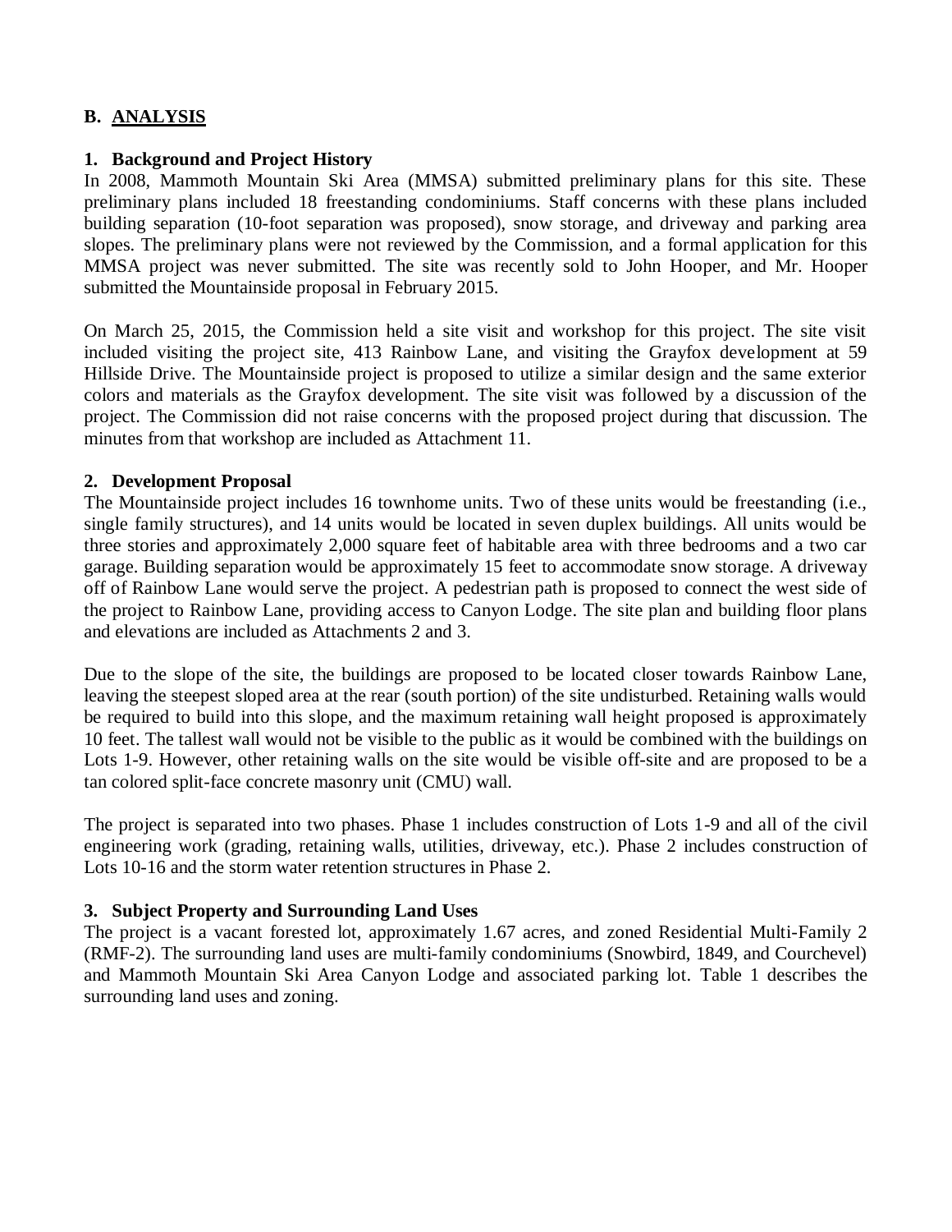## B. ANALYSIS

### 1. Background and Project History

In 2008, Mammoth Mountain Ski Area (MMSA) submitted preliminary plans for this site. These preliminary plans included 18 freestanding condominiums. Staff concerns with these plans included building separation (10-foot separation was proposed), snow storage, and driveway and parking area slopes. The preliminary plans were not reviewed by the Commission, and a formal application for this MMSA project was never submitted. The site was recently sold to John Hooper, and Mr. Hooper submitted the Mountainside proposal in February 2015.

On March 25, 2015, the Commission held a site visit and workshop for this project. The site visit included visiting the project site, 413 Rainbow Lane, and visiting the Grayfox development at 59 Hillside Drive. The Mountainside project is proposed to utilize a similar design and the same exterior colors and materials as the Grayfox development. The site visit was followed by a discussion of the project. The Commission did not raise concerns with the proposed project during that discussion. The minutes from that workshop are included as Attachment 11.

### 2. Development Proposal

The Mountainside project includes 16 townhome units. Two of these units would be freestanding (i.e., single family structures), and 14 units would be located in seven duplex buildings. All units would be three stories and approximately 2,000 square feet of habitable area with three bedrooms and a two car garage. Building separation would be approximately 15 feet to accommodate snow storage. A driveway off of Rainbow Lane would serve the project. A pedestrian path is proposed to connect the west side of the project to Rainbow Lane, providing access to Canyon Lodge. The site plan and building floor plans and elevations are included as Attachments 2 and 3.

Due to the slope of the site, the buildings are proposed to be located closer towards Rainbow Lane, leaving the steepest sloped area at the rear (south portion) of the site undisturbed. Retaining walls would be required to build into this slope, and the maximum retaining wall height proposed is approximately 10 feet. The tallest wall would not be visible to the public as it would be combined with the buildings on Lots 1-9. However, other retaining walls on the site would be visible off-site and are proposed to be a tan colored split-face concrete masonry unit (CMU) wall.

The project is separated into two phases. Phase 1 includes construction of Lots 1-9 and all of the civil engineering work (grading, retaining walls, utilities, driveway, etc.). Phase 2 includes construction of Lots 10-16 and the storm water retention structures in Phase 2.

### 3. Subject Property and Surrounding Land Uses

The project is a vacant forested lot, approximately 1.67 acres, and zoned Residential Multi-Family 2 (RMF-2). The surrounding land uses are multi-family condominiums (Snowbird, 1849, and Courchevel) and Mammoth Mountain Ski Area Canyon Lodge and associated parking lot. Table 1 describes the surrounding land uses and zoning.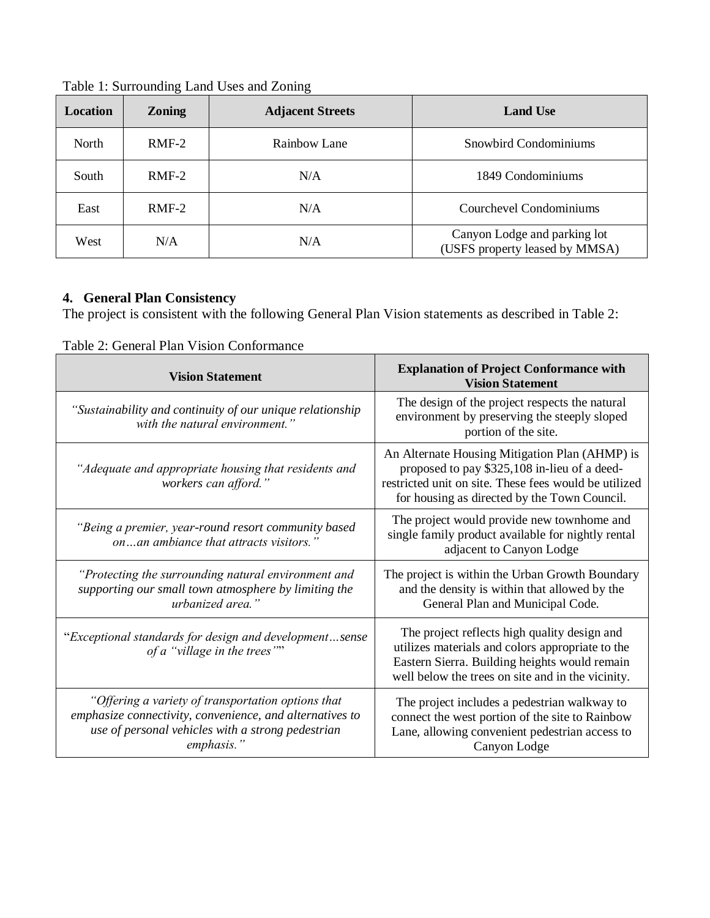Table 1: Surrounding Land Uses and Zoning

| Location | Zoning | Adjacent Streets | Land Use |
|---|---|---|---|
| North | RMF-2 | Rainbow Lane | Snowbird Condominiums |
| South | RMF-2 | N/A | 1849 Condominiums |
| East | RMF-2 | N/A | Courchevel Condominiums |
| West | N/A | N/A | Canyon Lodge and parking lot (USFS property leased by MMSA) |

**4. General Plan Consistency**

The project is consistent with the following General Plan Vision statements as described in Table 2:

Table 2: General Plan Vision Conformance

| Vision Statement | Explanation of Project Conformance with Vision Statement |
|---|---|
| *"Sustainability and continuity of our unique relationship with the natural environment."* | The design of the project respects the natural environment by preserving the steeply sloped portion of the site. |
| *"Adequate and appropriate housing that residents and workers can afford."* | An Alternate Housing Mitigation Plan (AHMP) is proposed to pay $325,108 in-lieu of a deed-restricted unit on site. These fees would be utilized for housing as directed by the Town Council. |
| *"Being a premier, year-round resort community based on…an ambiance that attracts visitors."* | The project would provide new townhome and single family product available for nightly rental adjacent to Canyon Lodge |
| *"Protecting the surrounding natural environment and supporting our small town atmosphere by limiting the urbanized area."* | The project is within the Urban Growth Boundary and the density is within that allowed by the General Plan and Municipal Code. |
| "*Exceptional standards for design and development…sense of a "village in the trees"*" | The project reflects high quality design and utilizes materials and colors appropriate to the Eastern Sierra. Building heights would remain well below the trees on site and in the vicinity. |
| *"Offering a variety of transportation options that emphasize connectivity, convenience, and alternatives to use of personal vehicles with a strong pedestrian emphasis."* | The project includes a pedestrian walkway to connect the west portion of the site to Rainbow Lane, allowing convenient pedestrian access to Canyon Lodge |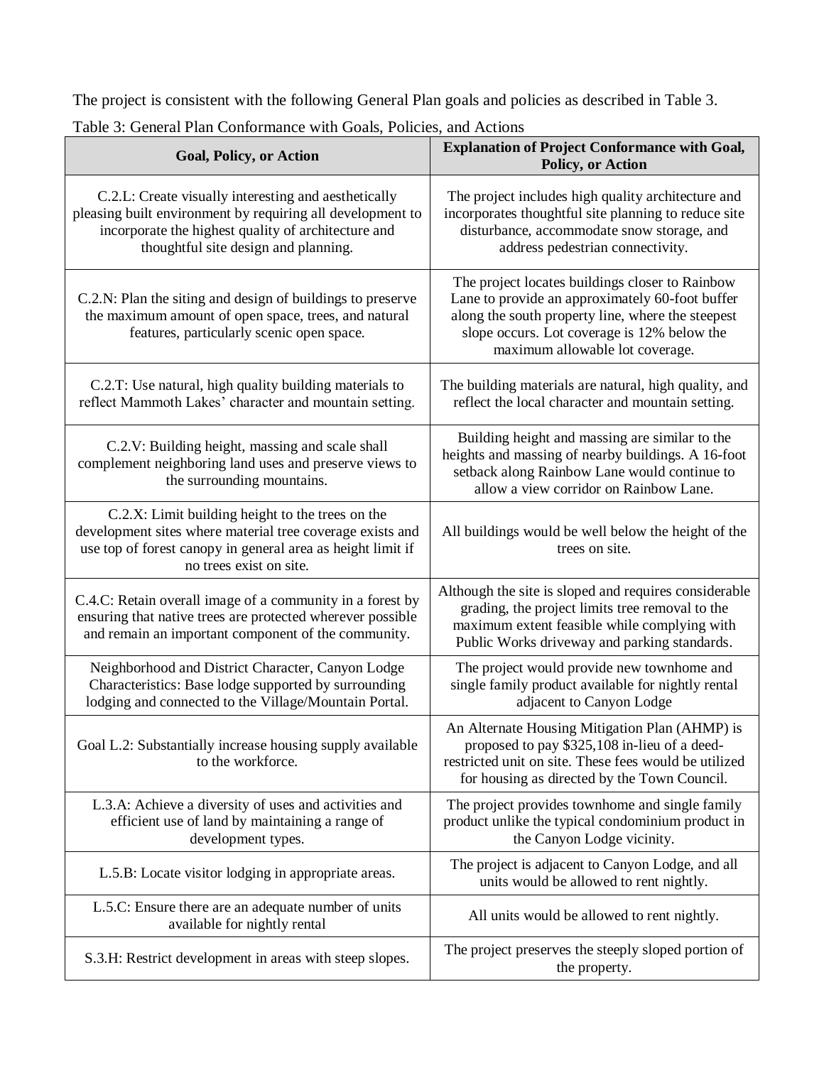The project is consistent with the following General Plan goals and policies as described in Table 3.

Table 3: General Plan Conformance with Goals, Policies, and Actions

| Goal, Policy, or Action | Explanation of Project Conformance with Goal, Policy, or Action |
|---|---|
| C.2.L: Create visually interesting and aesthetically pleasing built environment by requiring all development to incorporate the highest quality of architecture and thoughtful site design and planning. | The project includes high quality architecture and incorporates thoughtful site planning to reduce site disturbance, accommodate snow storage, and address pedestrian connectivity. |
| C.2.N: Plan the siting and design of buildings to preserve the maximum amount of open space, trees, and natural features, particularly scenic open space. | The project locates buildings closer to Rainbow Lane to provide an approximately 60-foot buffer along the south property line, where the steepest slope occurs. Lot coverage is 12% below the maximum allowable lot coverage. |
| C.2.T: Use natural, high quality building materials to reflect Mammoth Lakes' character and mountain setting. | The building materials are natural, high quality, and reflect the local character and mountain setting. |
| C.2.V: Building height, massing and scale shall complement neighboring land uses and preserve views to the surrounding mountains. | Building height and massing are similar to the heights and massing of nearby buildings. A 16-foot setback along Rainbow Lane would continue to allow a view corridor on Rainbow Lane. |
| C.2.X: Limit building height to the trees on the development sites where material tree coverage exists and use top of forest canopy in general area as height limit if no trees exist on site. | All buildings would be well below the height of the trees on site. |
| C.4.C: Retain overall image of a community in a forest by ensuring that native trees are protected wherever possible and remain an important component of the community. | Although the site is sloped and requires considerable grading, the project limits tree removal to the maximum extent feasible while complying with Public Works driveway and parking standards. |
| Neighborhood and District Character, Canyon Lodge Characteristics: Base lodge supported by surrounding lodging and connected to the Village/Mountain Portal. | The project would provide new townhome and single family product available for nightly rental adjacent to Canyon Lodge |
| Goal L.2: Substantially increase housing supply available to the workforce. | An Alternate Housing Mitigation Plan (AHMP) is proposed to pay $325,108 in-lieu of a deed-restricted unit on site. These fees would be utilized for housing as directed by the Town Council. |
| L.3.A: Achieve a diversity of uses and activities and efficient use of land by maintaining a range of development types. | The project provides townhome and single family product unlike the typical condominium product in the Canyon Lodge vicinity. |
| L.5.B: Locate visitor lodging in appropriate areas. | The project is adjacent to Canyon Lodge, and all units would be allowed to rent nightly. |
| L.5.C: Ensure there are an adequate number of units available for nightly rental | All units would be allowed to rent nightly. |
| S.3.H: Restrict development in areas with steep slopes. | The project preserves the steeply sloped portion of the property. |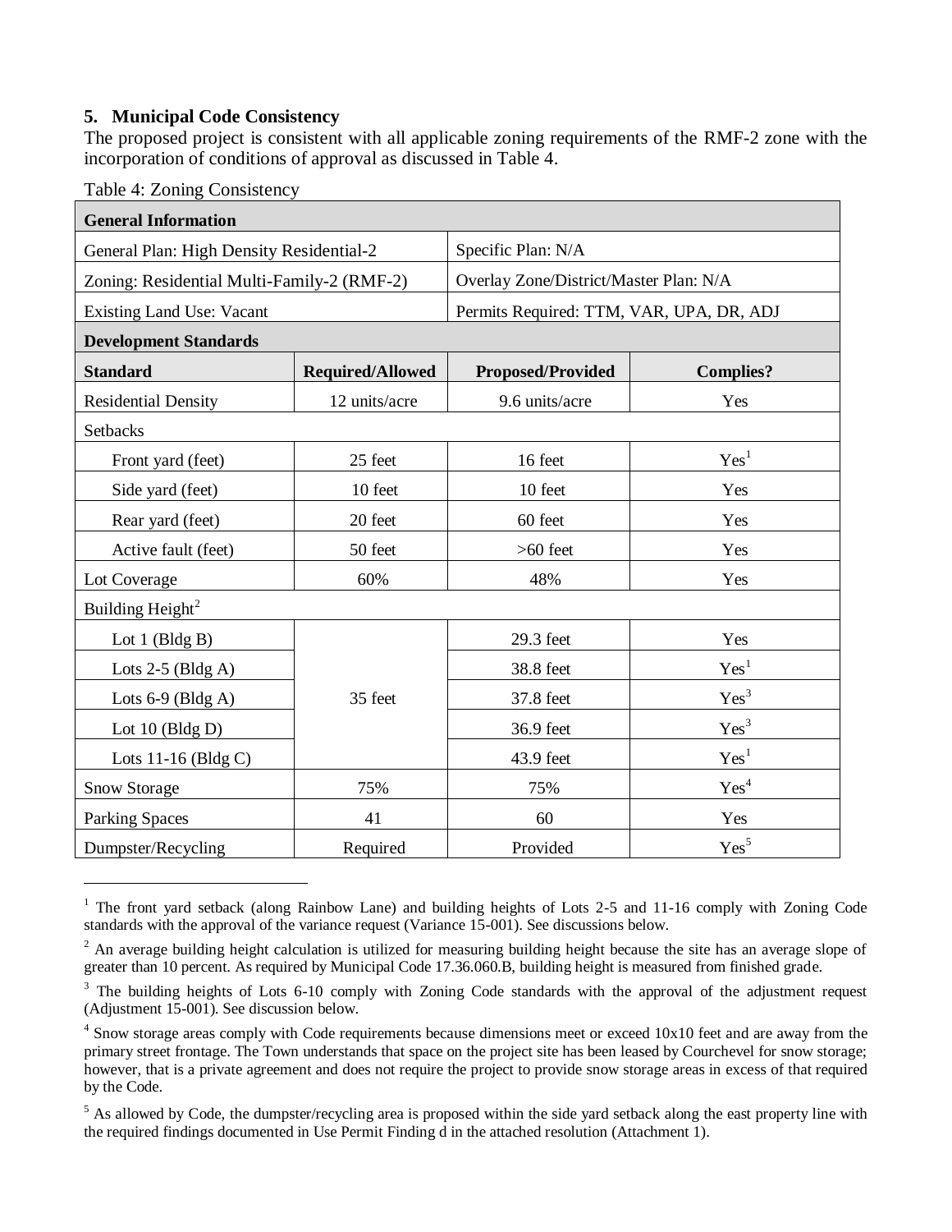### 5. Municipal Code Consistency

The proposed project is consistent with all applicable zoning requirements of the RMF-2 zone with the incorporation of conditions of approval as discussed in Table 4.

Table 4: Zoning Consistency

| **General Information** | | | |
|---|---|---|---|
| General Plan: High Density Residential-2 | | Specific Plan: N/A | |
| Zoning: Residential Multi-Family-2 (RMF-2) | | Overlay Zone/District/Master Plan: N/A | |
| Existing Land Use: Vacant | | Permits Required: TTM, VAR, UPA, DR, ADJ | |
| **Development Standards** | | | |
| **Standard** | **Required/Allowed** | **Proposed/Provided** | **Complies?** |
| Residential Density | 12 units/acre | 9.6 units/acre | Yes |
| Setbacks | | | |
| Front yard (feet) | 25 feet | 16 feet | Yes[1] |
| Side yard (feet) | 10 feet | 10 feet | Yes |
| Rear yard (feet) | 20 feet | 60 feet | Yes |
| Active fault (feet) | 50 feet | >60 feet | Yes |
| Lot Coverage | 60% | 48% | Yes |
| Building Height[2] | | | |
| Lot 1 (Bldg B) | 35 feet | 29.3 feet | Yes |
| Lots 2-5 (Bldg A) | | 38.8 feet | Yes[1] |
| Lots 6-9 (Bldg A) | | 37.8 feet | Yes[3] |
| Lot 10 (Bldg D) | | 36.9 feet | Yes[3] |
| Lots 11-16 (Bldg C) | | 43.9 feet | Yes[1] |
| Snow Storage | 75% | 75% | Yes[4] |
| Parking Spaces | 41 | 60 | Yes |
| Dumpster/Recycling | Required | Provided | Yes[5] |

---

[1] The front yard setback (along Rainbow Lane) and building heights of Lots 2-5 and 11-16 comply with Zoning Code standards with the approval of the variance request (Variance 15-001). See discussions below.

[2] An average building height calculation is utilized for measuring building height because the site has an average slope of greater than 10 percent. As required by Municipal Code 17.36.060.B, building height is measured from finished grade.

[3] The building heights of Lots 6-10 comply with Zoning Code standards with the approval of the adjustment request (Adjustment 15-001). See discussion below.

[4] Snow storage areas comply with Code requirements because dimensions meet or exceed 10x10 feet and are away from the primary street frontage. The Town understands that space on the project site has been leased by Courchevel for snow storage; however, that is a private agreement and does not require the project to provide snow storage areas in excess of that required by the Code.

[5] As allowed by Code, the dumpster/recycling area is proposed within the side yard setback along the east property line with the required findings documented in Use Permit Finding d in the attached resolution (Attachment 1).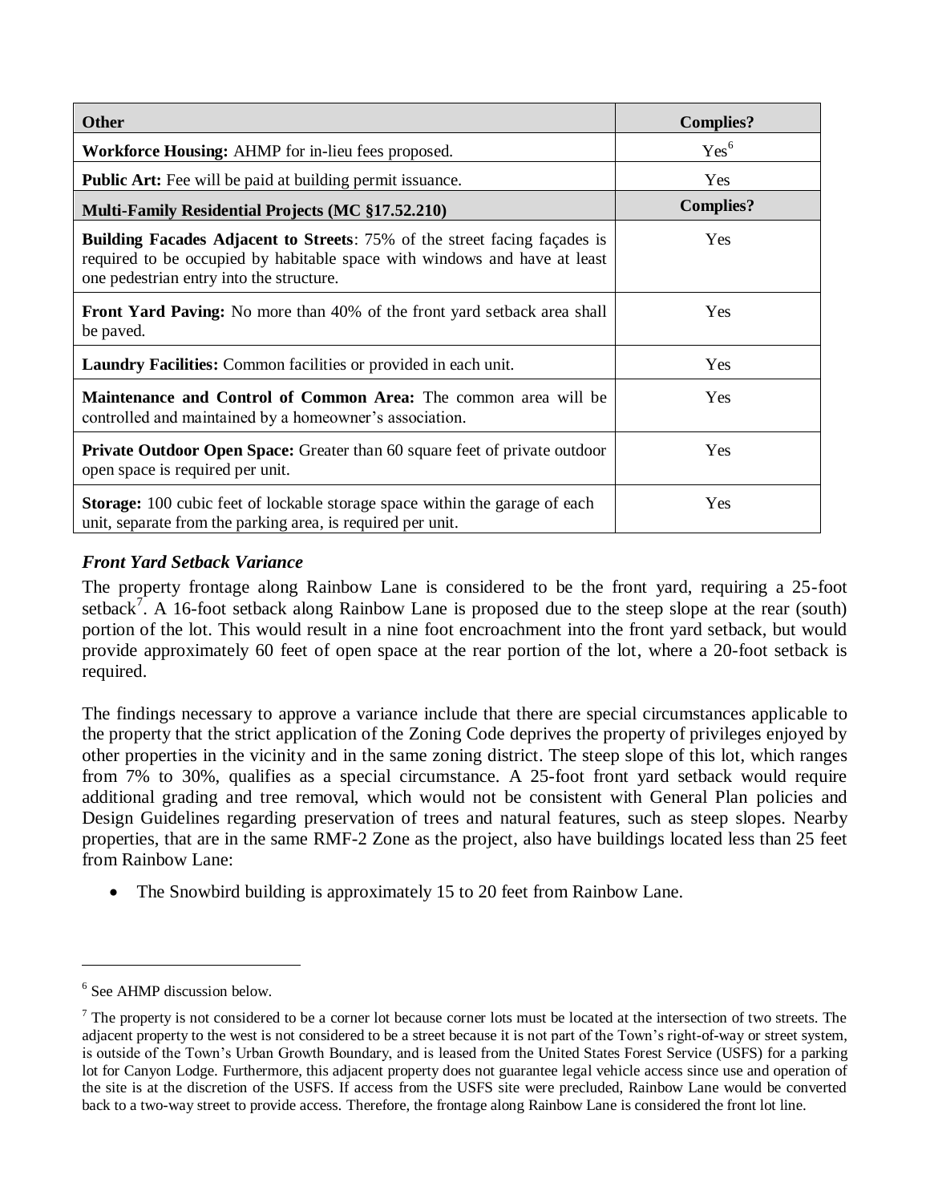| **Other** | **Complies?** |
| --- | --- |
| **Workforce Housing:** AHMP for in-lieu fees proposed. | Yes[6] |
| **Public Art:** Fee will be paid at building permit issuance. | Yes |
| **Multi-Family Residential Projects (MC §17.52.210)** | **Complies?** |
| **Building Facades Adjacent to Streets**: 75% of the street facing façades is required to be occupied by habitable space with windows and have at least one pedestrian entry into the structure. | Yes |
| **Front Yard Paving:** No more than 40% of the front yard setback area shall be paved. | Yes |
| **Laundry Facilities:** Common facilities or provided in each unit. | Yes |
| **Maintenance and Control of Common Area:** The common area will be controlled and maintained by a homeowner's association. | Yes |
| **Private Outdoor Open Space:** Greater than 60 square feet of private outdoor open space is required per unit. | Yes |
| **Storage:** 100 cubic feet of lockable storage space within the garage of each unit, separate from the parking area, is required per unit. | Yes |

***Front Yard Setback Variance***

The property frontage along Rainbow Lane is considered to be the front yard, requiring a 25-foot setback[7]. A 16-foot setback along Rainbow Lane is proposed due to the steep slope at the rear (south) portion of the lot. This would result in a nine foot encroachment into the front yard setback, but would provide approximately 60 feet of open space at the rear portion of the lot, where a 20-foot setback is required.

The findings necessary to approve a variance include that there are special circumstances applicable to the property that the strict application of the Zoning Code deprives the property of privileges enjoyed by other properties in the vicinity and in the same zoning district. The steep slope of this lot, which ranges from 7% to 30%, qualifies as a special circumstance. A 25-foot front yard setback would require additional grading and tree removal, which would not be consistent with General Plan policies and Design Guidelines regarding preservation of trees and natural features, such as steep slopes. Nearby properties, that are in the same RMF-2 Zone as the project, also have buildings located less than 25 feet from Rainbow Lane:

- The Snowbird building is approximately 15 to 20 feet from Rainbow Lane.

---

[6] See AHMP discussion below.

[7] The property is not considered to be a corner lot because corner lots must be located at the intersection of two streets. The adjacent property to the west is not considered to be a street because it is not part of the Town's right-of-way or street system, is outside of the Town's Urban Growth Boundary, and is leased from the United States Forest Service (USFS) for a parking lot for Canyon Lodge. Furthermore, this adjacent property does not guarantee legal vehicle access since use and operation of the site is at the discretion of the USFS. If access from the USFS site were precluded, Rainbow Lane would be converted back to a two-way street to provide access. Therefore, the frontage along Rainbow Lane is considered the front lot line.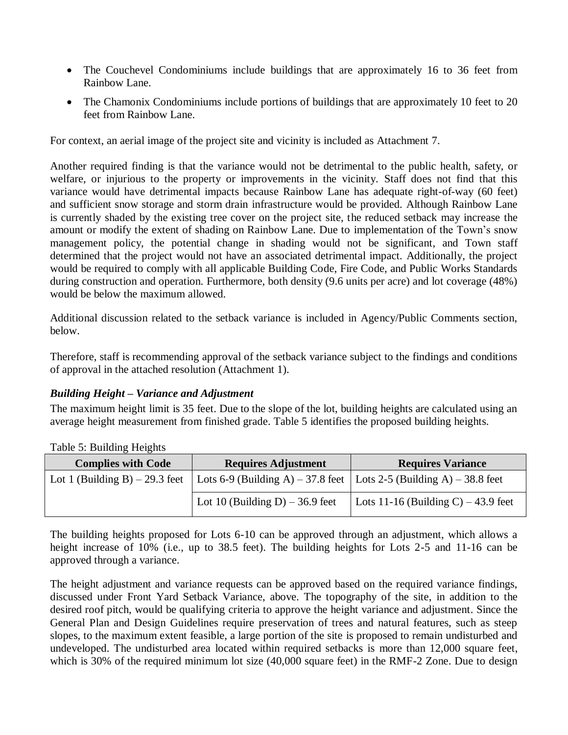- The Couchevel Condominiums include buildings that are approximately 16 to 36 feet from Rainbow Lane.
- The Chamonix Condominiums include portions of buildings that are approximately 10 feet to 20 feet from Rainbow Lane.

For context, an aerial image of the project site and vicinity is included as Attachment 7.

Another required finding is that the variance would not be detrimental to the public health, safety, or welfare, or injurious to the property or improvements in the vicinity. Staff does not find that this variance would have detrimental impacts because Rainbow Lane has adequate right-of-way (60 feet) and sufficient snow storage and storm drain infrastructure would be provided. Although Rainbow Lane is currently shaded by the existing tree cover on the project site, the reduced setback may increase the amount or modify the extent of shading on Rainbow Lane. Due to implementation of the Town's snow management policy, the potential change in shading would not be significant, and Town staff determined that the project would not have an associated detrimental impact. Additionally, the project would be required to comply with all applicable Building Code, Fire Code, and Public Works Standards during construction and operation. Furthermore, both density (9.6 units per acre) and lot coverage (48%) would be below the maximum allowed.

Additional discussion related to the setback variance is included in Agency/Public Comments section, below.

Therefore, staff is recommending approval of the setback variance subject to the findings and conditions of approval in the attached resolution (Attachment 1).

### *Building Height – Variance and Adjustment*

The maximum height limit is 35 feet. Due to the slope of the lot, building heights are calculated using an average height measurement from finished grade. Table 5 identifies the proposed building heights.

Table 5: Building Heights

| Complies with Code | Requires Adjustment | Requires Variance |
|---|---|---|
| Lot 1 (Building B) – 29.3 feet | Lots 6-9 (Building A) – 37.8 feet | Lots 2-5 (Building A) – 38.8 feet |
| | Lot 10 (Building D) – 36.9 feet | Lots 11-16 (Building C) – 43.9 feet |

The building heights proposed for Lots 6-10 can be approved through an adjustment, which allows a height increase of 10% (i.e., up to 38.5 feet). The building heights for Lots 2-5 and 11-16 can be approved through a variance.

The height adjustment and variance requests can be approved based on the required variance findings, discussed under Front Yard Setback Variance, above. The topography of the site, in addition to the desired roof pitch, would be qualifying criteria to approve the height variance and adjustment. Since the General Plan and Design Guidelines require preservation of trees and natural features, such as steep slopes, to the maximum extent feasible, a large portion of the site is proposed to remain undisturbed and undeveloped. The undisturbed area located within required setbacks is more than 12,000 square feet, which is 30% of the required minimum lot size (40,000 square feet) in the RMF-2 Zone. Due to design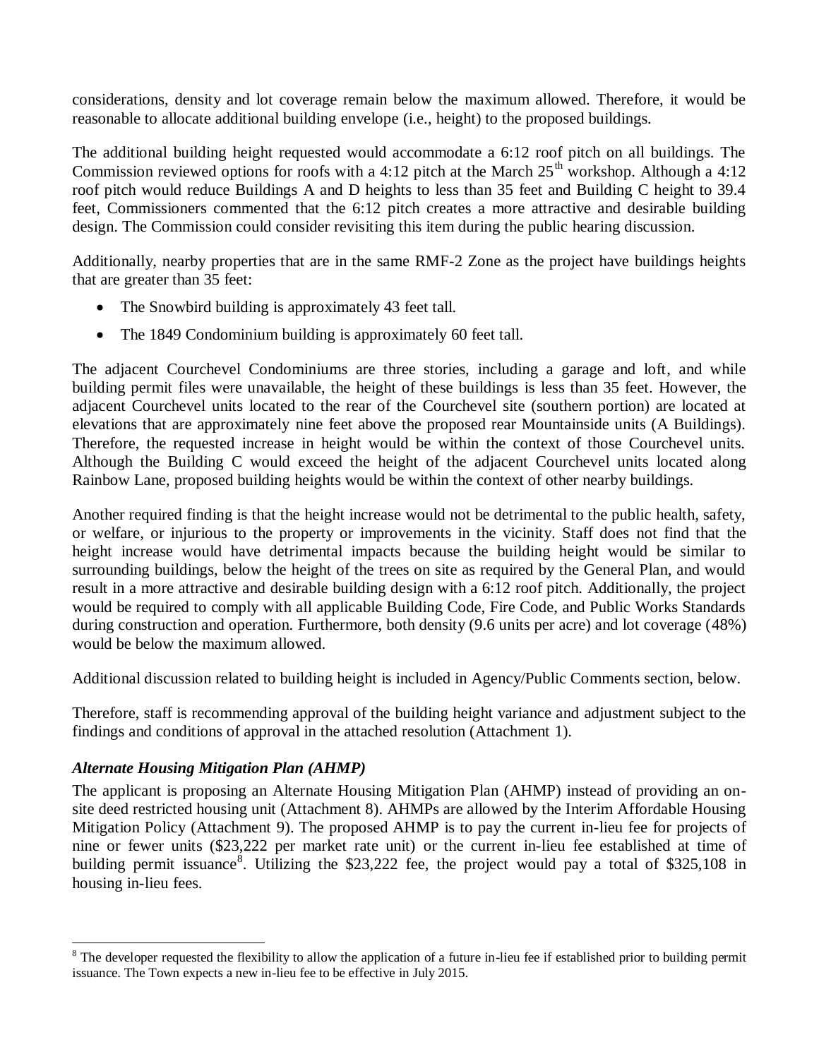considerations, density and lot coverage remain below the maximum allowed. Therefore, it would be reasonable to allocate additional building envelope (i.e., height) to the proposed buildings.

The additional building height requested would accommodate a 6:12 roof pitch on all buildings. The Commission reviewed options for roofs with a 4:12 pitch at the March 25th workshop. Although a 4:12 roof pitch would reduce Buildings A and D heights to less than 35 feet and Building C height to 39.4 feet, Commissioners commented that the 6:12 pitch creates a more attractive and desirable building design. The Commission could consider revisiting this item during the public hearing discussion.

Additionally, nearby properties that are in the same RMF-2 Zone as the project have buildings heights that are greater than 35 feet:

- The Snowbird building is approximately 43 feet tall.
- The 1849 Condominium building is approximately 60 feet tall.

The adjacent Courchevel Condominiums are three stories, including a garage and loft, and while building permit files were unavailable, the height of these buildings is less than 35 feet. However, the adjacent Courchevel units located to the rear of the Courchevel site (southern portion) are located at elevations that are approximately nine feet above the proposed rear Mountainside units (A Buildings). Therefore, the requested increase in height would be within the context of those Courchevel units. Although the Building C would exceed the height of the adjacent Courchevel units located along Rainbow Lane, proposed building heights would be within the context of other nearby buildings.

Another required finding is that the height increase would not be detrimental to the public health, safety, or welfare, or injurious to the property or improvements in the vicinity. Staff does not find that the height increase would have detrimental impacts because the building height would be similar to surrounding buildings, below the height of the trees on site as required by the General Plan, and would result in a more attractive and desirable building design with a 6:12 roof pitch. Additionally, the project would be required to comply with all applicable Building Code, Fire Code, and Public Works Standards during construction and operation. Furthermore, both density (9.6 units per acre) and lot coverage (48%) would be below the maximum allowed.

Additional discussion related to building height is included in Agency/Public Comments section, below.

Therefore, staff is recommending approval of the building height variance and adjustment subject to the findings and conditions of approval in the attached resolution (Attachment 1).

***Alternate Housing Mitigation Plan (AHMP)***

The applicant is proposing an Alternate Housing Mitigation Plan (AHMP) instead of providing an on-site deed restricted housing unit (Attachment 8). AHMPs are allowed by the Interim Affordable Housing Mitigation Policy (Attachment 9). The proposed AHMP is to pay the current in-lieu fee for projects of nine or fewer units ($23,222 per market rate unit) or the current in-lieu fee established at time of building permit issuance[8]. Utilizing the $23,222 fee, the project would pay a total of $325,108 in housing in-lieu fees.

[8] The developer requested the flexibility to allow the application of a future in-lieu fee if established prior to building permit issuance. The Town expects a new in-lieu fee to be effective in July 2015.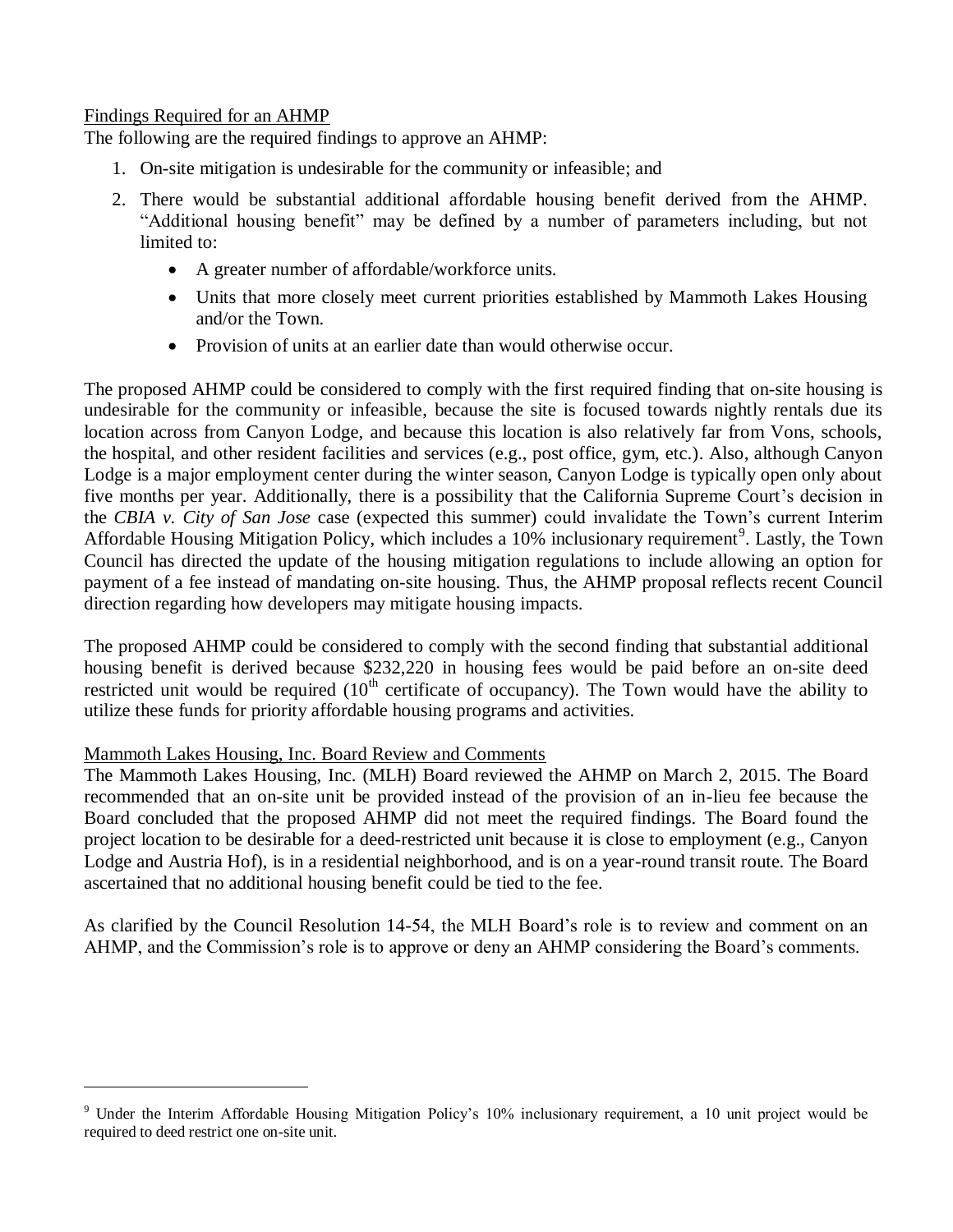Findings Required for an AHMP

The following are the required findings to approve an AHMP:

1. On-site mitigation is undesirable for the community or infeasible; and
2. There would be substantial additional affordable housing benefit derived from the AHMP. "Additional housing benefit" may be defined by a number of parameters including, but not limited to:
   - A greater number of affordable/workforce units.
   - Units that more closely meet current priorities established by Mammoth Lakes Housing and/or the Town.
   - Provision of units at an earlier date than would otherwise occur.

The proposed AHMP could be considered to comply with the first required finding that on-site housing is undesirable for the community or infeasible, because the site is focused towards nightly rentals due its location across from Canyon Lodge, and because this location is also relatively far from Vons, schools, the hospital, and other resident facilities and services (e.g., post office, gym, etc.). Also, although Canyon Lodge is a major employment center during the winter season, Canyon Lodge is typically open only about five months per year. Additionally, there is a possibility that the California Supreme Court's decision in the *CBIA v. City of San Jose* case (expected this summer) could invalidate the Town's current Interim Affordable Housing Mitigation Policy, which includes a 10% inclusionary requirement[9]. Lastly, the Town Council has directed the update of the housing mitigation regulations to include allowing an option for payment of a fee instead of mandating on-site housing. Thus, the AHMP proposal reflects recent Council direction regarding how developers may mitigate housing impacts.

The proposed AHMP could be considered to comply with the second finding that substantial additional housing benefit is derived because $232,220 in housing fees would be paid before an on-site deed restricted unit would be required (10th certificate of occupancy). The Town would have the ability to utilize these funds for priority affordable housing programs and activities.

Mammoth Lakes Housing, Inc. Board Review and Comments

The Mammoth Lakes Housing, Inc. (MLH) Board reviewed the AHMP on March 2, 2015. The Board recommended that an on-site unit be provided instead of the provision of an in-lieu fee because the Board concluded that the proposed AHMP did not meet the required findings. The Board found the project location to be desirable for a deed-restricted unit because it is close to employment (e.g., Canyon Lodge and Austria Hof), is in a residential neighborhood, and is on a year-round transit route. The Board ascertained that no additional housing benefit could be tied to the fee.

As clarified by the Council Resolution 14-54, the MLH Board's role is to review and comment on an AHMP, and the Commission's role is to approve or deny an AHMP considering the Board's comments.

---

[9] Under the Interim Affordable Housing Mitigation Policy's 10% inclusionary requirement, a 10 unit project would be required to deed restrict one on-site unit.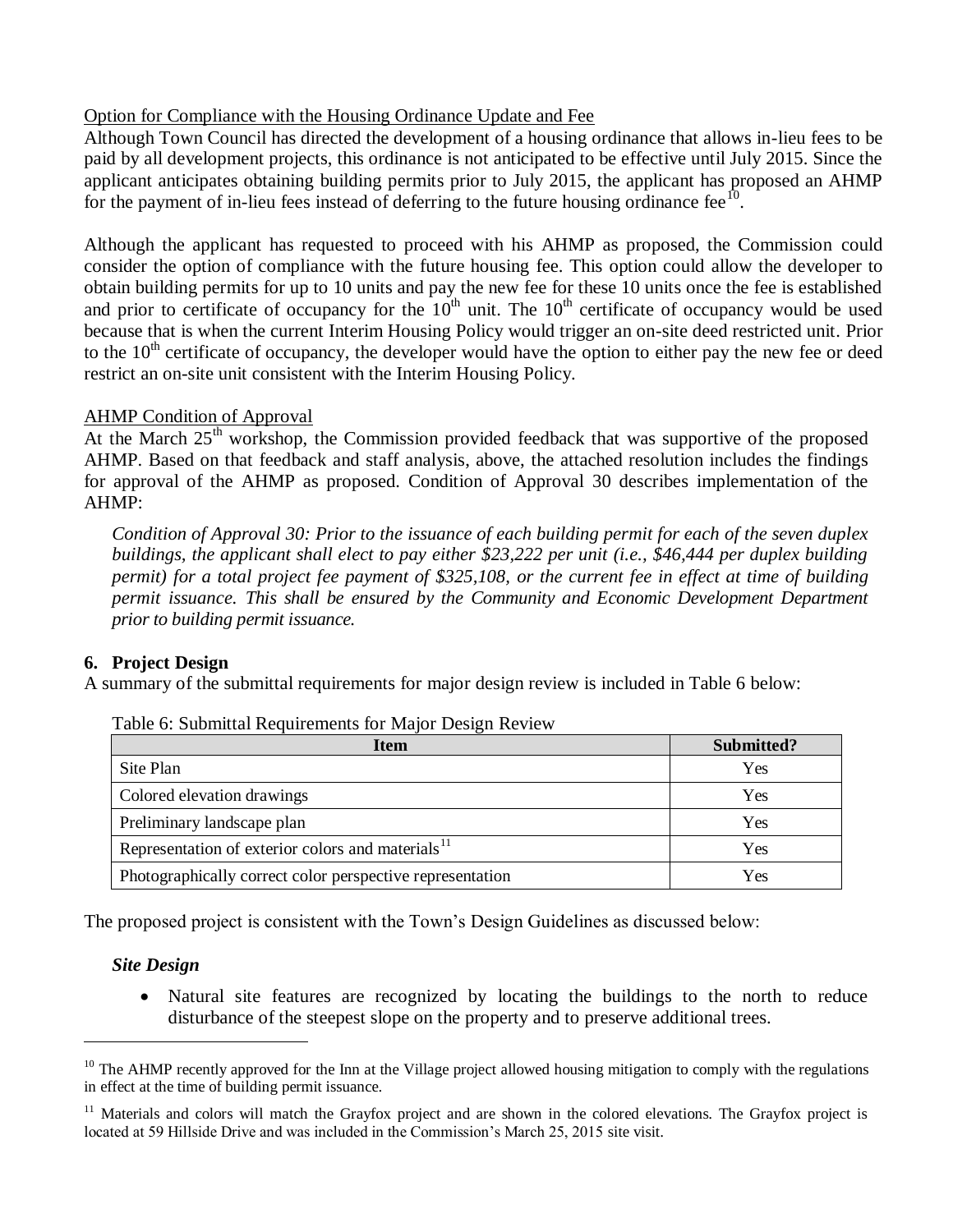Option for Compliance with the Housing Ordinance Update and Fee

Although Town Council has directed the development of a housing ordinance that allows in-lieu fees to be paid by all development projects, this ordinance is not anticipated to be effective until July 2015. Since the applicant anticipates obtaining building permits prior to July 2015, the applicant has proposed an AHMP for the payment of in-lieu fees instead of deferring to the future housing ordinance fee[10].

Although the applicant has requested to proceed with his AHMP as proposed, the Commission could consider the option of compliance with the future housing fee. This option could allow the developer to obtain building permits for up to 10 units and pay the new fee for these 10 units once the fee is established and prior to certificate of occupancy for the 10th unit. The 10th certificate of occupancy would be used because that is when the current Interim Housing Policy would trigger an on-site deed restricted unit. Prior to the 10th certificate of occupancy, the developer would have the option to either pay the new fee or deed restrict an on-site unit consistent with the Interim Housing Policy.

AHMP Condition of Approval

At the March 25th workshop, the Commission provided feedback that was supportive of the proposed AHMP. Based on that feedback and staff analysis, above, the attached resolution includes the findings for approval of the AHMP as proposed. Condition of Approval 30 describes implementation of the AHMP:

> *Condition of Approval 30: Prior to the issuance of each building permit for each of the seven duplex buildings, the applicant shall elect to pay either $23,222 per unit (i.e., $46,444 per duplex building permit) for a total project fee payment of $325,108, or the current fee in effect at time of building permit issuance. This shall be ensured by the Community and Economic Development Department prior to building permit issuance.*

## 6. Project Design

A summary of the submittal requirements for major design review is included in Table 6 below:

Table 6: Submittal Requirements for Major Design Review

| Item | Submitted? |
|---|---|
| Site Plan | Yes |
| Colored elevation drawings | Yes |
| Preliminary landscape plan | Yes |
| Representation of exterior colors and materials[11] | Yes |
| Photographically correct color perspective representation | Yes |

The proposed project is consistent with the Town's Design Guidelines as discussed below:

### *Site Design*

- Natural site features are recognized by locating the buildings to the north to reduce disturbance of the steepest slope on the property and to preserve additional trees.

---

[10] The AHMP recently approved for the Inn at the Village project allowed housing mitigation to comply with the regulations in effect at the time of building permit issuance.

[11] Materials and colors will match the Grayfox project and are shown in the colored elevations. The Grayfox project is located at 59 Hillside Drive and was included in the Commission's March 25, 2015 site visit.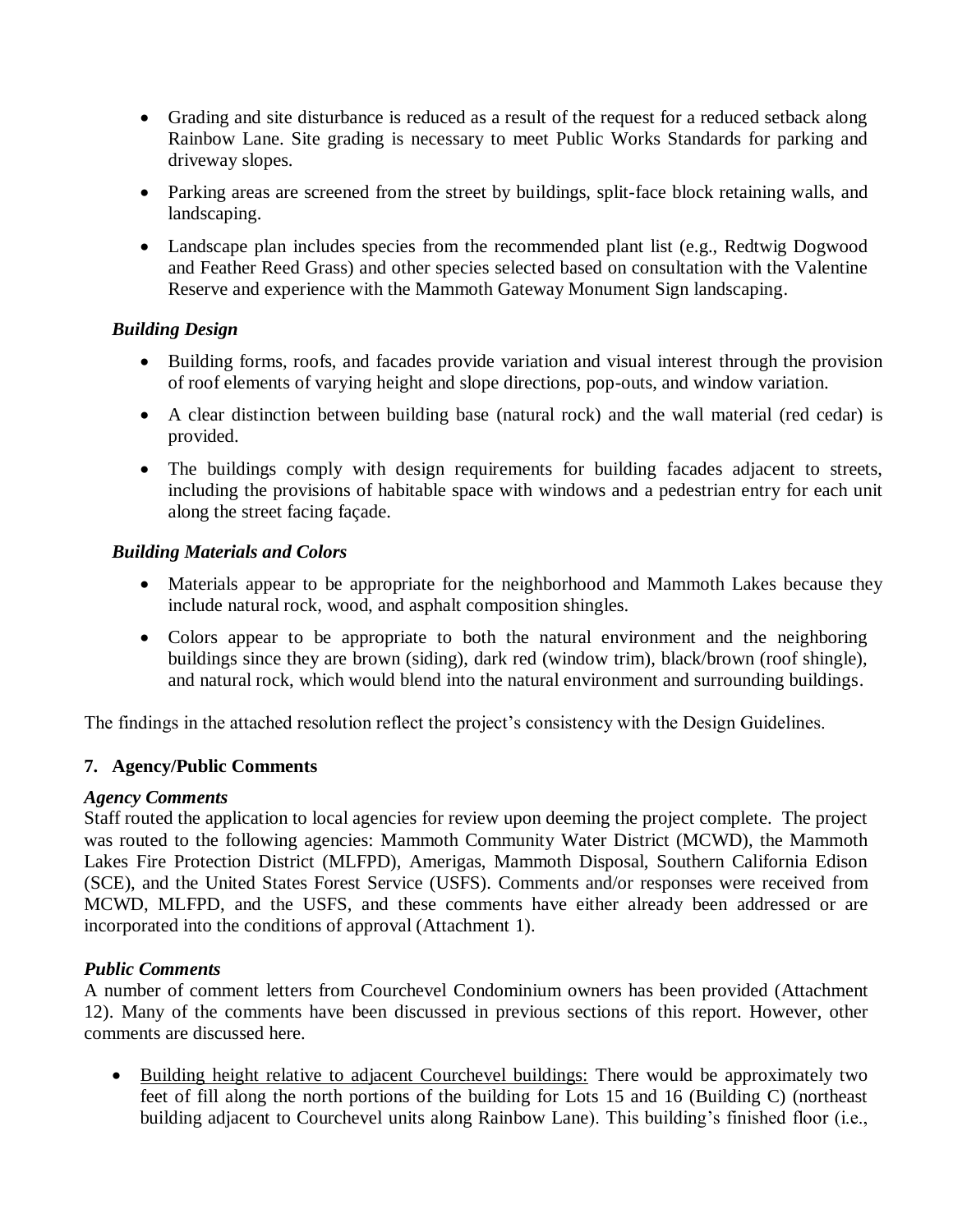- Grading and site disturbance is reduced as a result of the request for a reduced setback along Rainbow Lane. Site grading is necessary to meet Public Works Standards for parking and driveway slopes.
- Parking areas are screened from the street by buildings, split-face block retaining walls, and landscaping.
- Landscape plan includes species from the recommended plant list (e.g., Redtwig Dogwood and Feather Reed Grass) and other species selected based on consultation with the Valentine Reserve and experience with the Mammoth Gateway Monument Sign landscaping.

*Building Design*

- Building forms, roofs, and facades provide variation and visual interest through the provision of roof elements of varying height and slope directions, pop-outs, and window variation.
- A clear distinction between building base (natural rock) and the wall material (red cedar) is provided.
- The buildings comply with design requirements for building facades adjacent to streets, including the provisions of habitable space with windows and a pedestrian entry for each unit along the street facing façade.

*Building Materials and Colors*

- Materials appear to be appropriate for the neighborhood and Mammoth Lakes because they include natural rock, wood, and asphalt composition shingles.
- Colors appear to be appropriate to both the natural environment and the neighboring buildings since they are brown (siding), dark red (window trim), black/brown (roof shingle), and natural rock, which would blend into the natural environment and surrounding buildings.

The findings in the attached resolution reflect the project's consistency with the Design Guidelines.

**7. Agency/Public Comments**

***Agency Comments***
Staff routed the application to local agencies for review upon deeming the project complete. The project was routed to the following agencies: Mammoth Community Water District (MCWD), the Mammoth Lakes Fire Protection District (MLFPD), Amerigas, Mammoth Disposal, Southern California Edison (SCE), and the United States Forest Service (USFS). Comments and/or responses were received from MCWD, MLFPD, and the USFS, and these comments have either already been addressed or are incorporated into the conditions of approval (Attachment 1).

***Public Comments***
A number of comment letters from Courchevel Condominium owners has been provided (Attachment 12). Many of the comments have been discussed in previous sections of this report. However, other comments are discussed here.

- <u>Building height relative to adjacent Courchevel buildings:</u> There would be approximately two feet of fill along the north portions of the building for Lots 15 and 16 (Building C) (northeast building adjacent to Courchevel units along Rainbow Lane). This building's finished floor (i.e.,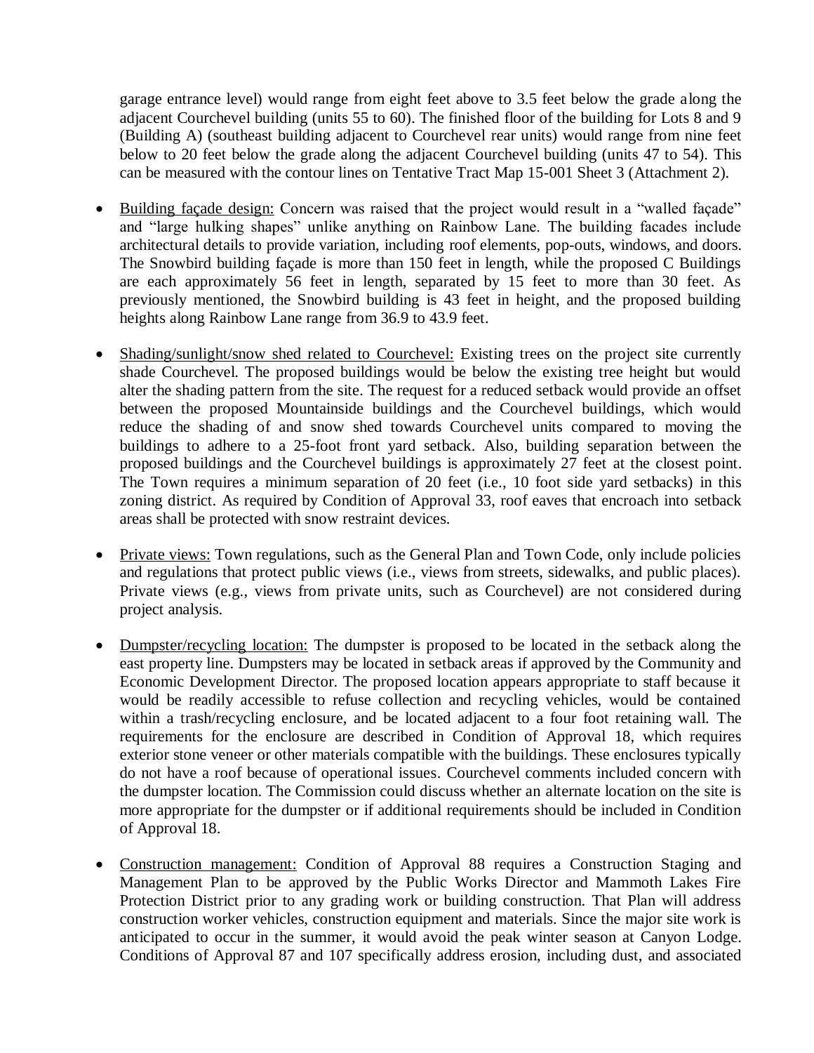garage entrance level) would range from eight feet above to 3.5 feet below the grade along the adjacent Courchevel building (units 55 to 60). The finished floor of the building for Lots 8 and 9 (Building A) (southeast building adjacent to Courchevel rear units) would range from nine feet below to 20 feet below the grade along the adjacent Courchevel building (units 47 to 54). This can be measured with the contour lines on Tentative Tract Map 15-001 Sheet 3 (Attachment 2).

- Building façade design: Concern was raised that the project would result in a "walled façade" and "large hulking shapes" unlike anything on Rainbow Lane. The building facades include architectural details to provide variation, including roof elements, pop-outs, windows, and doors. The Snowbird building façade is more than 150 feet in length, while the proposed C Buildings are each approximately 56 feet in length, separated by 15 feet to more than 30 feet. As previously mentioned, the Snowbird building is 43 feet in height, and the proposed building heights along Rainbow Lane range from 36.9 to 43.9 feet.

- Shading/sunlight/snow shed related to Courchevel: Existing trees on the project site currently shade Courchevel. The proposed buildings would be below the existing tree height but would alter the shading pattern from the site. The request for a reduced setback would provide an offset between the proposed Mountainside buildings and the Courchevel buildings, which would reduce the shading of and snow shed towards Courchevel units compared to moving the buildings to adhere to a 25-foot front yard setback. Also, building separation between the proposed buildings and the Courchevel buildings is approximately 27 feet at the closest point. The Town requires a minimum separation of 20 feet (i.e., 10 foot side yard setbacks) in this zoning district. As required by Condition of Approval 33, roof eaves that encroach into setback areas shall be protected with snow restraint devices.

- Private views: Town regulations, such as the General Plan and Town Code, only include policies and regulations that protect public views (i.e., views from streets, sidewalks, and public places). Private views (e.g., views from private units, such as Courchevel) are not considered during project analysis.

- Dumpster/recycling location: The dumpster is proposed to be located in the setback along the east property line. Dumpsters may be located in setback areas if approved by the Community and Economic Development Director. The proposed location appears appropriate to staff because it would be readily accessible to refuse collection and recycling vehicles, would be contained within a trash/recycling enclosure, and be located adjacent to a four foot retaining wall. The requirements for the enclosure are described in Condition of Approval 18, which requires exterior stone veneer or other materials compatible with the buildings. These enclosures typically do not have a roof because of operational issues. Courchevel comments included concern with the dumpster location. The Commission could discuss whether an alternate location on the site is more appropriate for the dumpster or if additional requirements should be included in Condition of Approval 18.

- Construction management: Condition of Approval 88 requires a Construction Staging and Management Plan to be approved by the Public Works Director and Mammoth Lakes Fire Protection District prior to any grading work or building construction. That Plan will address construction worker vehicles, construction equipment and materials. Since the major site work is anticipated to occur in the summer, it would avoid the peak winter season at Canyon Lodge. Conditions of Approval 87 and 107 specifically address erosion, including dust, and associated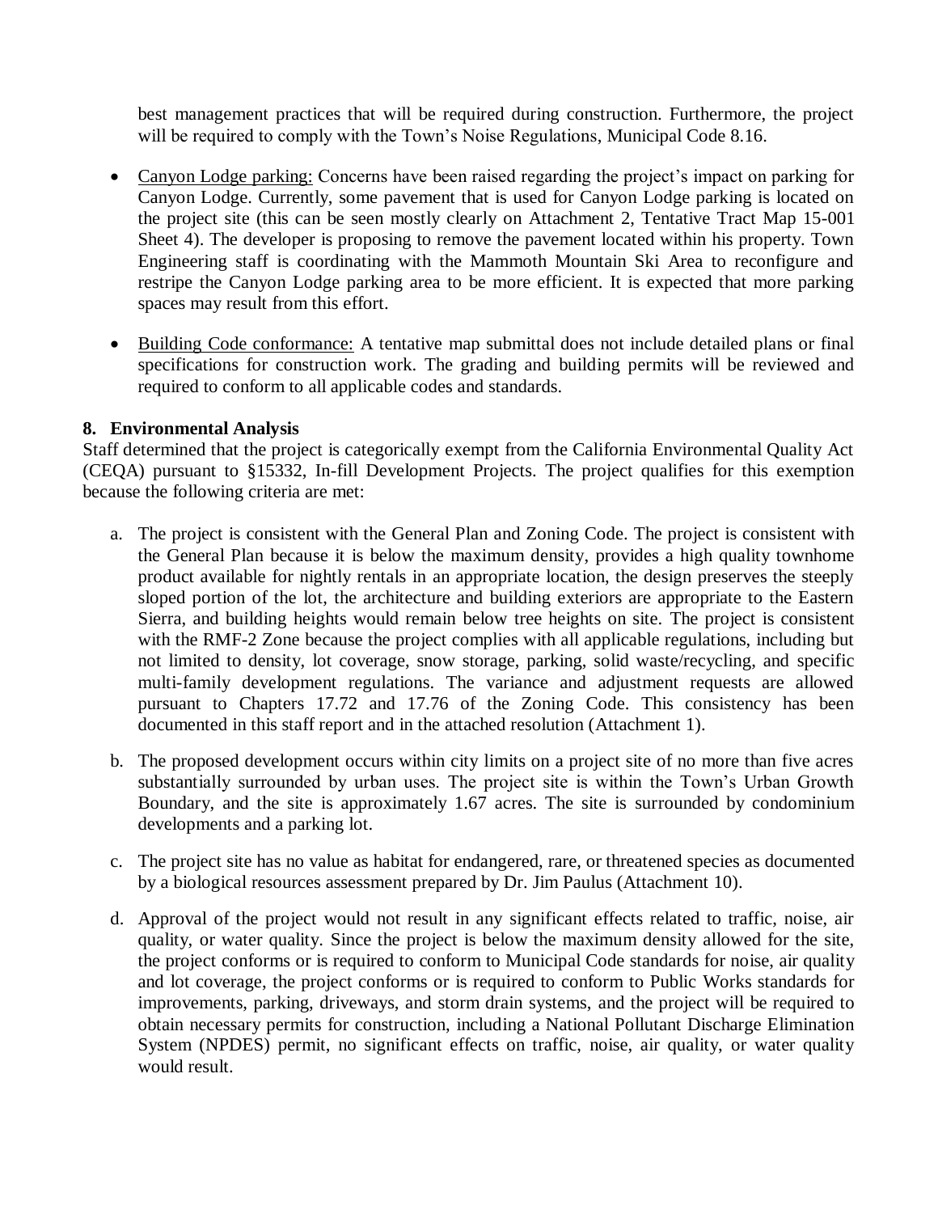best management practices that will be required during construction. Furthermore, the project will be required to comply with the Town's Noise Regulations, Municipal Code 8.16.

- Canyon Lodge parking: Concerns have been raised regarding the project's impact on parking for Canyon Lodge. Currently, some pavement that is used for Canyon Lodge parking is located on the project site (this can be seen mostly clearly on Attachment 2, Tentative Tract Map 15-001 Sheet 4). The developer is proposing to remove the pavement located within his property. Town Engineering staff is coordinating with the Mammoth Mountain Ski Area to reconfigure and restripe the Canyon Lodge parking area to be more efficient. It is expected that more parking spaces may result from this effort.

- Building Code conformance: A tentative map submittal does not include detailed plans or final specifications for construction work. The grading and building permits will be reviewed and required to conform to all applicable codes and standards.

**8. Environmental Analysis**

Staff determined that the project is categorically exempt from the California Environmental Quality Act (CEQA) pursuant to §15332, In-fill Development Projects. The project qualifies for this exemption because the following criteria are met:

a. The project is consistent with the General Plan and Zoning Code. The project is consistent with the General Plan because it is below the maximum density, provides a high quality townhome product available for nightly rentals in an appropriate location, the design preserves the steeply sloped portion of the lot, the architecture and building exteriors are appropriate to the Eastern Sierra, and building heights would remain below tree heights on site. The project is consistent with the RMF-2 Zone because the project complies with all applicable regulations, including but not limited to density, lot coverage, snow storage, parking, solid waste/recycling, and specific multi-family development regulations. The variance and adjustment requests are allowed pursuant to Chapters 17.72 and 17.76 of the Zoning Code. This consistency has been documented in this staff report and in the attached resolution (Attachment 1).

b. The proposed development occurs within city limits on a project site of no more than five acres substantially surrounded by urban uses. The project site is within the Town's Urban Growth Boundary, and the site is approximately 1.67 acres. The site is surrounded by condominium developments and a parking lot.

c. The project site has no value as habitat for endangered, rare, or threatened species as documented by a biological resources assessment prepared by Dr. Jim Paulus (Attachment 10).

d. Approval of the project would not result in any significant effects related to traffic, noise, air quality, or water quality. Since the project is below the maximum density allowed for the site, the project conforms or is required to conform to Municipal Code standards for noise, air quality and lot coverage, the project conforms or is required to conform to Public Works standards for improvements, parking, driveways, and storm drain systems, and the project will be required to obtain necessary permits for construction, including a National Pollutant Discharge Elimination System (NPDES) permit, no significant effects on traffic, noise, air quality, or water quality would result.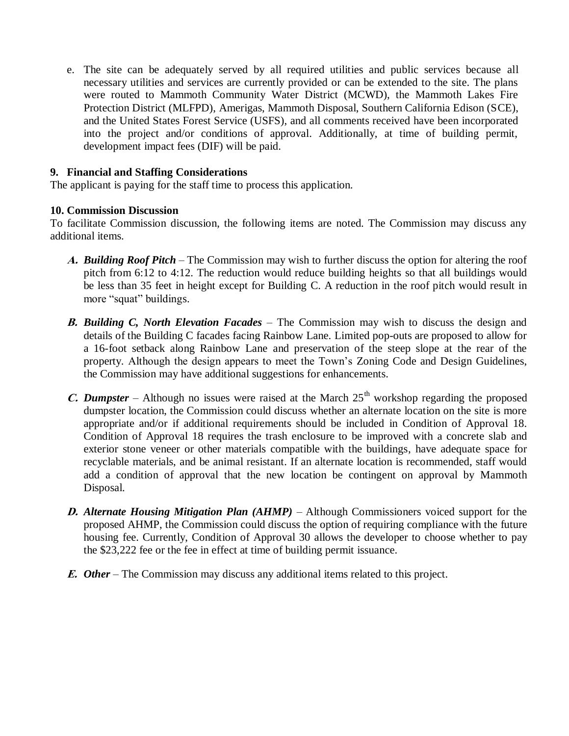e. The site can be adequately served by all required utilities and public services because all necessary utilities and services are currently provided or can be extended to the site. The plans were routed to Mammoth Community Water District (MCWD), the Mammoth Lakes Fire Protection District (MLFPD), Amerigas, Mammoth Disposal, Southern California Edison (SCE), and the United States Forest Service (USFS), and all comments received have been incorporated into the project and/or conditions of approval. Additionally, at time of building permit, development impact fees (DIF) will be paid.

**9. Financial and Staffing Considerations**

The applicant is paying for the staff time to process this application.

**10. Commission Discussion**

To facilitate Commission discussion, the following items are noted. The Commission may discuss any additional items.

***A. Building Roof Pitch*** – The Commission may wish to further discuss the option for altering the roof pitch from 6:12 to 4:12. The reduction would reduce building heights so that all buildings would be less than 35 feet in height except for Building C. A reduction in the roof pitch would result in more "squat" buildings.

***B. Building C, North Elevation Facades*** – The Commission may wish to discuss the design and details of the Building C facades facing Rainbow Lane. Limited pop-outs are proposed to allow for a 16-foot setback along Rainbow Lane and preservation of the steep slope at the rear of the property. Although the design appears to meet the Town's Zoning Code and Design Guidelines, the Commission may have additional suggestions for enhancements.

***C. Dumpster*** – Although no issues were raised at the March 25th workshop regarding the proposed dumpster location, the Commission could discuss whether an alternate location on the site is more appropriate and/or if additional requirements should be included in Condition of Approval 18. Condition of Approval 18 requires the trash enclosure to be improved with a concrete slab and exterior stone veneer or other materials compatible with the buildings, have adequate space for recyclable materials, and be animal resistant. If an alternate location is recommended, staff would add a condition of approval that the new location be contingent on approval by Mammoth Disposal.

***D. Alternate Housing Mitigation Plan (AHMP)*** – Although Commissioners voiced support for the proposed AHMP, the Commission could discuss the option of requiring compliance with the future housing fee. Currently, Condition of Approval 30 allows the developer to choose whether to pay the $23,222 fee or the fee in effect at time of building permit issuance.

***E. Other*** – The Commission may discuss any additional items related to this project.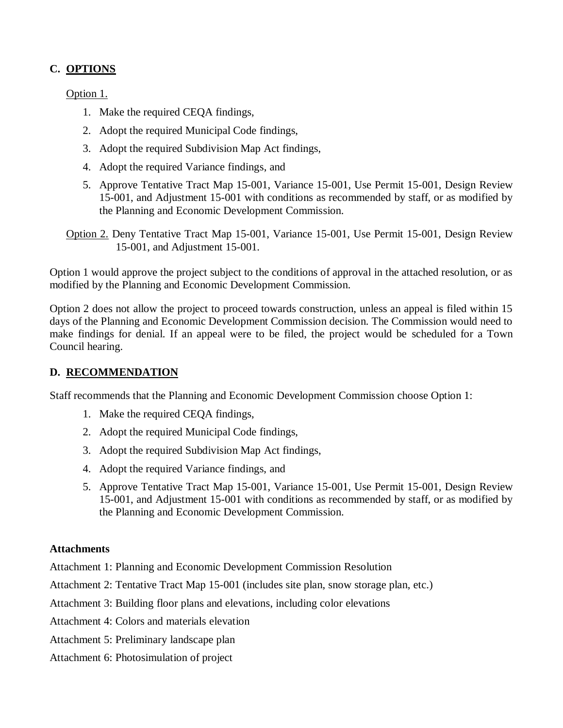## C. OPTIONS

Option 1.

1. Make the required CEQA findings,
2. Adopt the required Municipal Code findings,
3. Adopt the required Subdivision Map Act findings,
4. Adopt the required Variance findings, and
5. Approve Tentative Tract Map 15-001, Variance 15-001, Use Permit 15-001, Design Review 15-001, and Adjustment 15-001 with conditions as recommended by staff, or as modified by the Planning and Economic Development Commission.

Option 2. Deny Tentative Tract Map 15-001, Variance 15-001, Use Permit 15-001, Design Review 15-001, and Adjustment 15-001.

Option 1 would approve the project subject to the conditions of approval in the attached resolution, or as modified by the Planning and Economic Development Commission.

Option 2 does not allow the project to proceed towards construction, unless an appeal is filed within 15 days of the Planning and Economic Development Commission decision. The Commission would need to make findings for denial. If an appeal were to be filed, the project would be scheduled for a Town Council hearing.

## D. RECOMMENDATION

Staff recommends that the Planning and Economic Development Commission choose Option 1:

1. Make the required CEQA findings,
2. Adopt the required Municipal Code findings,
3. Adopt the required Subdivision Map Act findings,
4. Adopt the required Variance findings, and
5. Approve Tentative Tract Map 15-001, Variance 15-001, Use Permit 15-001, Design Review 15-001, and Adjustment 15-001 with conditions as recommended by staff, or as modified by the Planning and Economic Development Commission.

**Attachments**

Attachment 1: Planning and Economic Development Commission Resolution

Attachment 2: Tentative Tract Map 15-001 (includes site plan, snow storage plan, etc.)

Attachment 3: Building floor plans and elevations, including color elevations

Attachment 4: Colors and materials elevation

Attachment 5: Preliminary landscape plan

Attachment 6: Photosimulation of project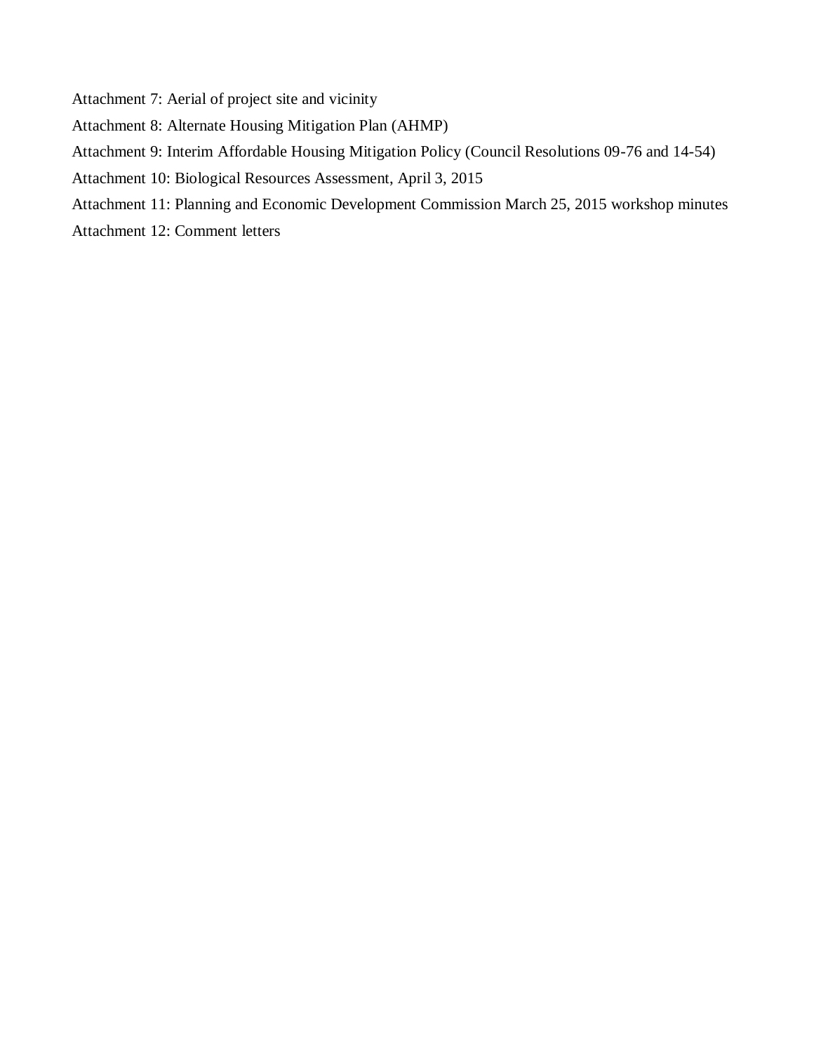Attachment 7: Aerial of project site and vicinity

Attachment 8: Alternate Housing Mitigation Plan (AHMP)

Attachment 9: Interim Affordable Housing Mitigation Policy (Council Resolutions 09-76 and 14-54)

Attachment 10: Biological Resources Assessment, April 3, 2015

Attachment 11: Planning and Economic Development Commission March 25, 2015 workshop minutes

Attachment 12: Comment letters